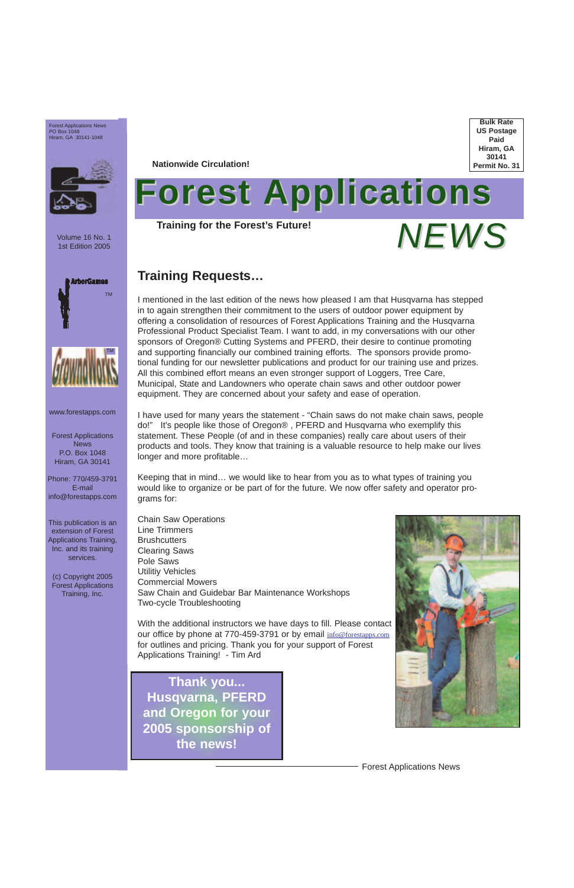Forest Applications News
PO Box 1048
Hiram, GA 30141-1048

Bulk Rate
US Postage
Paid
Hiram, GA
30141
Permit No. 31

Nationwide Circulation!

# Forest Applications NEWS

**Training for the Forest's Future!**

Volume 16 No. 1
1st Edition 2005

## Training Requests…

I mentioned in the last edition of the news how pleased I am that Husqvarna has stepped in to again strengthen their commitment to the users of outdoor power equipment by offering a consolidation of resources of Forest Applications Training and the Husqvarna Professional Product Specialist Team. I want to add, in my conversations with our other sponsors of Oregon® Cutting Systems and PFERD, their desire to continue promoting and supporting financially our combined training efforts. The sponsors provide promotional funding for our newsletter publications and product for our training use and prizes. All this combined effort means an even stronger support of Loggers, Tree Care, Municipal, State and Landowners who operate chain saws and other outdoor power equipment. They are concerned about your safety and ease of operation.

I have used for many years the statement - "Chain saws do not make chain saws, people do!" It's people like those of Oregon® , PFERD and Husqvarna who exemplify this statement. These People (of and in these companies) really care about users of their products and tools. They know that training is a valuable resource to help make our lives longer and more profitable…

Keeping that in mind… we would like to hear from you as to what types of training you would like to organize or be part of for the future. We now offer safety and operator programs for:

Chain Saw Operations
Line Trimmers
Brushcutters
Clearing Saws
Pole Saws
Utilitiy Vehicles
Commercial Mowers
Saw Chain and Guidebar Bar Maintenance Workshops
Two-cycle Troubleshooting

With the additional instructors we have days to fill. Please contact our office by phone at 770-459-3791 or by email info@forestapps.com for outlines and pricing. Thank you for your support of Forest Applications Training! - Tim Ard

**Thank you... Husqvarna, PFERD and Oregon for your 2005 sponsorship of the news!**

www.forestapps.com

Forest Applications News
P.O. Box 1048
Hiram, GA 30141

Phone: 770/459-3791
E-mail
info@forestapps.com

This publication is an extension of Forest Applications Training, Inc. and its training services.

(c) Copyright 2005
Forest Applications Training, Inc.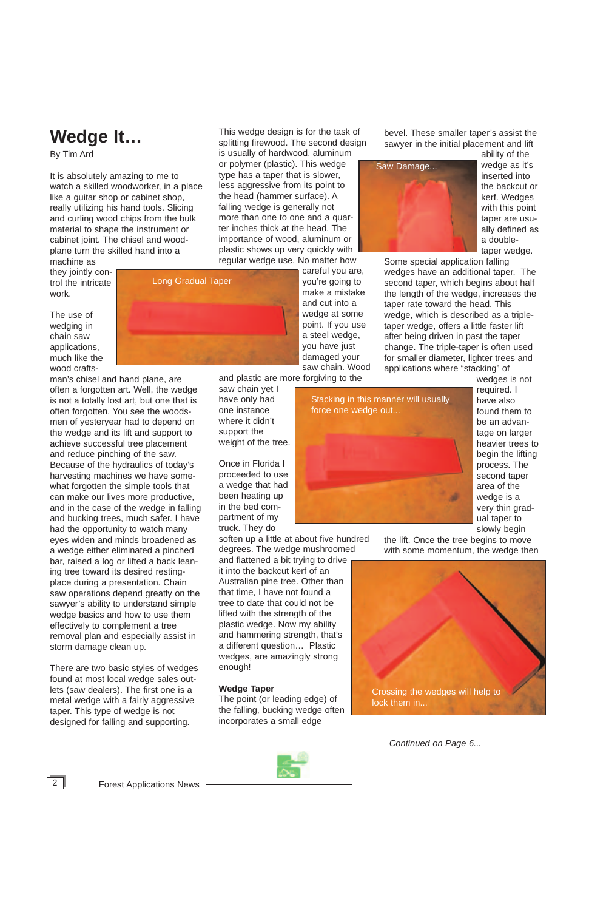# Wedge It…

By Tim Ard

It is absolutely amazing to me to watch a skilled woodworker, in a place like a guitar shop or cabinet shop, really utilizing his hand tools. Slicing and curling wood chips from the bulk material to shape the instrument or cabinet joint. The chisel and wood-plane turn the skilled hand into a machine as they jointly control the intricate work.

The use of wedging in chain saw applications, much like the wood craftsman's chisel and hand plane, are often a forgotten art. Well, the wedge is not a totally lost art, but one that is often forgotten. You see the woodsmen of yesteryear had to depend on the wedge and its lift and support to achieve successful tree placement and reduce pinching of the saw. Because of the hydraulics of today's harvesting machines we have somewhat forgotten the simple tools that can make our lives more productive, and in the case of the wedge in falling and bucking trees, much safer. I have had the opportunity to watch many eyes widen and minds broadened as a wedge either eliminated a pinched bar, raised a log or lifted a back leaning tree toward its desired resting-place during a presentation. Chain saw operations depend greatly on the sawyer's ability to understand simple wedge basics and how to use them effectively to complement a tree removal plan and especially assist in storm damage clean up.

There are two basic styles of wedges found at most local wedge sales outlets (saw dealers). The first one is a metal wedge with a fairly aggressive taper. This type of wedge is not designed for falling and supporting. This wedge design is for the task of splitting firewood. The second design is usually of hardwood, aluminum or polymer (plastic). This wedge type has a taper that is slower, less aggressive from its point to the head (hammer surface). A falling wedge is generally not more than one to one and a quarter inches thick at the head. The importance of wood, aluminum or plastic shows up very quickly with regular wedge use. No matter how careful you are, you're going to make a mistake and cut into a wedge at some point. If you use a steel wedge, you have just damaged your saw chain. Wood and plastic are more forgiving to the saw chain yet I have only had one instance where it didn't support the weight of the tree.

Long Gradual Taper

Once in Florida I proceeded to use a wedge that had been heating up in the bed compartment of my truck. They do soften up a little at about five hundred degrees. The wedge mushroomed and flattened a bit trying to drive it into the backcut kerf of an Australian pine tree. Other than that time, I have not found a tree to date that could not be lifted with the strength of the plastic wedge. Now my ability and hammering strength, that's a different question… Plastic wedges, are amazingly strong enough!

Stacking in this manner will usually force one wedge out...

## Wedge Taper

The point (or leading edge) of the falling, bucking wedge often incorporates a small edge bevel. These smaller taper's assist the sawyer in the initial placement and lift ability of the wedge as it's inserted into the backcut or kerf. Wedges with this point taper are usually defined as a double-taper wedge.

Saw Damage...

Some special application falling wedges have an additional taper. The second taper, which begins about half the length of the wedge, increases the taper rate toward the head. This wedge, which is described as a triple-taper wedge, offers a little faster lift after being driven in past the taper change. The triple-taper is often used for smaller diameter, lighter trees and applications where "stacking" of wedges is not required. I have also found them to be an advantage on larger heavier trees to begin the lifting process. The second taper area of the wedge is a very thin gradual taper to slowly begin the lift. Once the tree begins to move with some momentum, the wedge then

Crossing the wedges will help to lock them in...

*Continued on Page 6...*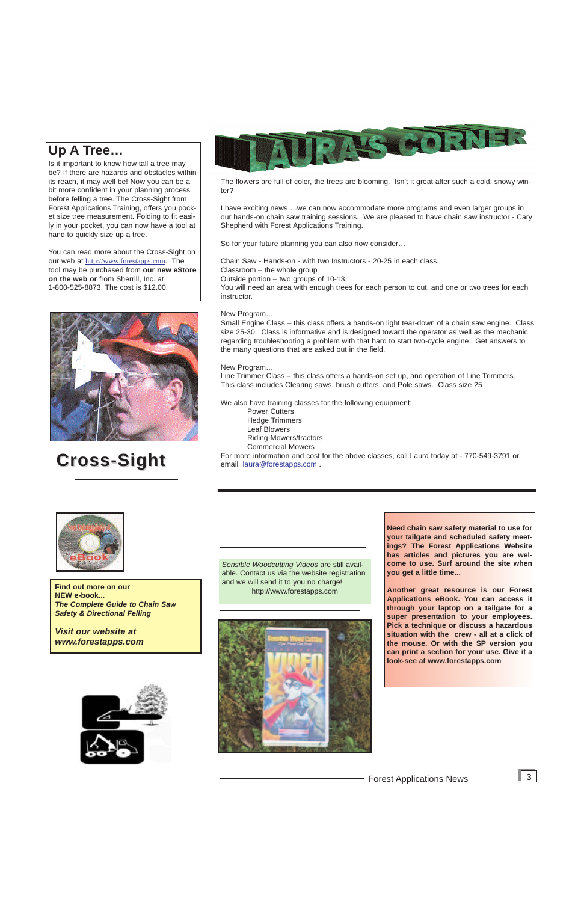## Up A Tree…

Is it important to know how tall a tree may be? If there are hazards and obstacles within its reach, it may well be! Now you can be a bit more confident in your planning process before felling a tree. The Cross-Sight from Forest Applications Training, offers you pocket size tree measurement. Folding to fit easily in your pocket, you can now have a tool at hand to quickly size up a tree.

You can read more about the Cross-Sight on our web at http://www.forestapps.com. The tool may be purchased from **our new eStore on the web or** from Sherrill, Inc. at 1-800-525-8873. The cost is $12.00.

## Cross-Sight

# LAURA'S CORNER

The flowers are full of color, the trees are blooming. Isn't it great after such a cold, snowy winter?

I have exciting news….we can now accommodate more programs and even larger groups in our hands-on chain saw training sessions. We are pleased to have chain saw instructor - Cary Shepherd with Forest Applications Training.

So for your future planning you can also now consider…

Chain Saw - Hands-on - with two Instructors - 20-25 in each class.
Classroom – the whole group
Outside portion – two groups of 10-13.
You will need an area with enough trees for each person to cut, and one or two trees for each instructor.

New Program…
Small Engine Class – this class offers a hands-on light tear-down of a chain saw engine. Class size 25-30. Class is informative and is designed toward the operator as well as the mechanic regarding troubleshooting a problem with that hard to start two-cycle engine. Get answers to the many questions that are asked out in the field.

New Program…
Line Trimmer Class – this class offers a hands-on set up, and operation of Line Trimmers. This class includes Clearing saws, brush cutters, and Pole saws. Class size 25

We also have training classes for the following equipment:

- Power Cutters
- Hedge Trimmers
- Leaf Blowers
- Riding Mowers/tractors
- Commercial Mowers

For more information and cost for the above classes, call Laura today at - 770-549-3791 or email laura@forestapps.com .

**Find out more on our NEW e-book...**
***The Complete Guide to Chain Saw Safety & Directional Felling***

***Visit our website at www.forestapps.com***

*Sensible Woodcutting Videos* are still available. Contact us via the website registration and we will send it to you no charge!
http://www.forestapps.com

**Need chain saw safety material to use for your tailgate and scheduled safety meetings? The Forest Applications Website has articles and pictures you are welcome to use. Surf around the site when you get a little time...**

**Another great resource is our Forest Applications eBook. You can access it through your laptop on a tailgate for a super presentation to your employees. Pick a technique or discuss a hazardous situation with the crew - all at a click of the mouse. Or with the SP version you can print a section for your use. Give it a look-see at www.forestapps.com**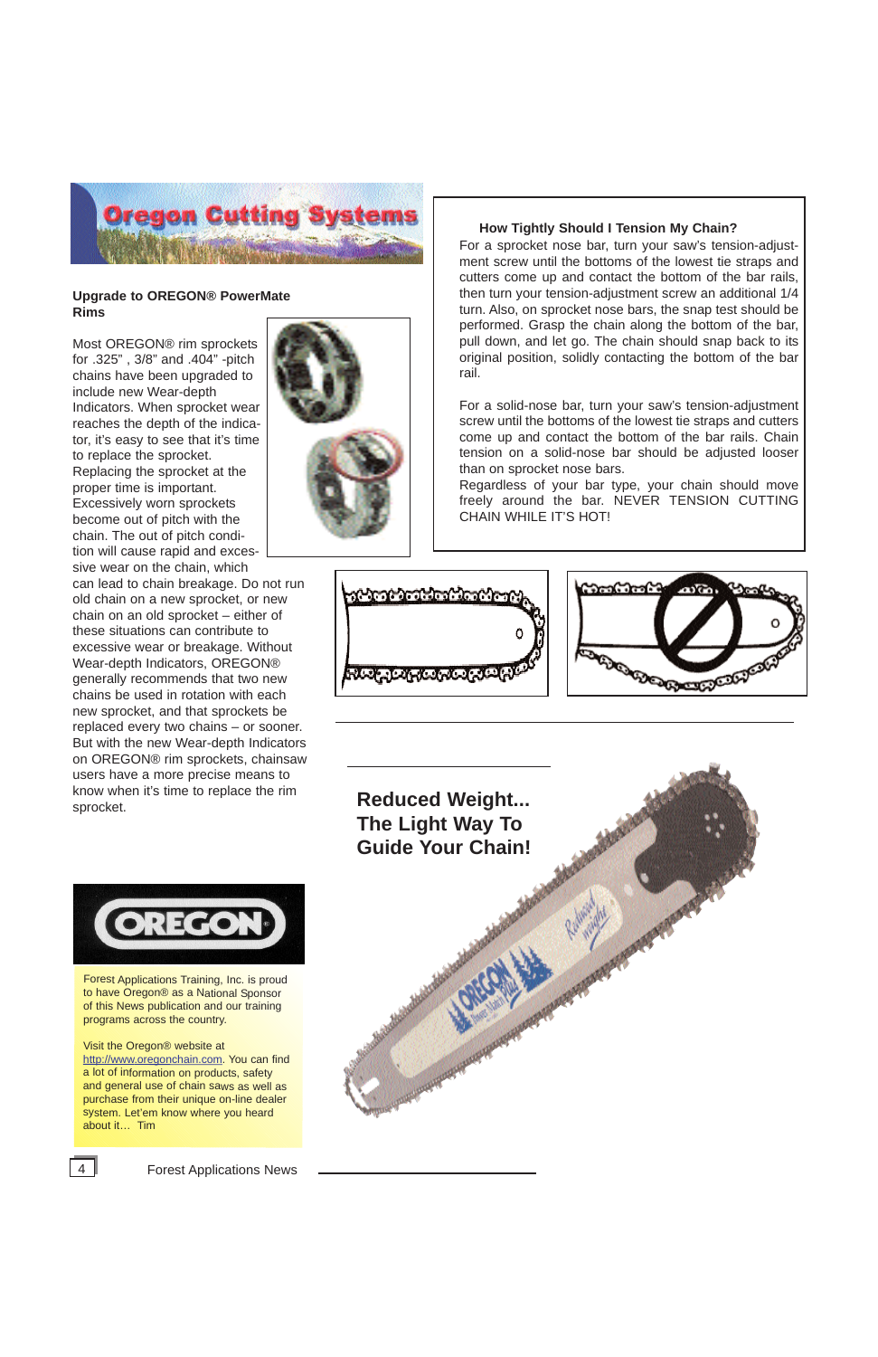# Oregon Cutting Systems

### Upgrade to OREGON® PowerMate Rims

Most OREGON® rim sprockets for .325", 3/8" and .404" -pitch chains have been upgraded to include new Wear-depth Indicators. When sprocket wear reaches the depth of the indicator, it's easy to see that it's time to replace the sprocket. Replacing the sprocket at the proper time is important. Excessively worn sprockets become out of pitch with the chain. The out of pitch condition will cause rapid and excessive wear on the chain, which can lead to chain breakage. Do not run old chain on a new sprocket, or new chain on an old sprocket – either of these situations can contribute to excessive wear or breakage. Without Wear-depth Indicators, OREGON® generally recommends that two new chains be used in rotation with each new sprocket, and that sprockets be replaced every two chains – or sooner. But with the new Wear-depth Indicators on OREGON® rim sprockets, chainsaw users have a more precise means to know when it's time to replace the rim sprocket.

### How Tightly Should I Tension My Chain?

For a sprocket nose bar, turn your saw's tension-adjustment screw until the bottoms of the lowest tie straps and cutters come up and contact the bottom of the bar rails, then turn your tension-adjustment screw an additional 1/4 turn. Also, on sprocket nose bars, the snap test should be performed. Grasp the chain along the bottom of the bar, pull down, and let go. The chain should snap back to its original position, solidly contacting the bottom of the bar rail.

For a solid-nose bar, turn your saw's tension-adjustment screw until the bottoms of the lowest tie straps and cutters come up and contact the bottom of the bar rails. Chain tension on a solid-nose bar should be adjusted looser than on sprocket nose bars.

Regardless of your bar type, your chain should move freely around the bar. NEVER TENSION CUTTING CHAIN WHILE IT'S HOT!

## Reduced Weight... The Light Way To Guide Your Chain!

**OREGON**

Forest Applications Training, Inc. is proud to have Oregon® as a National Sponsor of this News publication and our training programs across the country.

Visit the Oregon® website at http://www.oregonchain.com. You can find a lot of information on products, safety and general use of chain saws as well as purchase from their unique on-line dealer system. Let'em know where you heard about it… Tim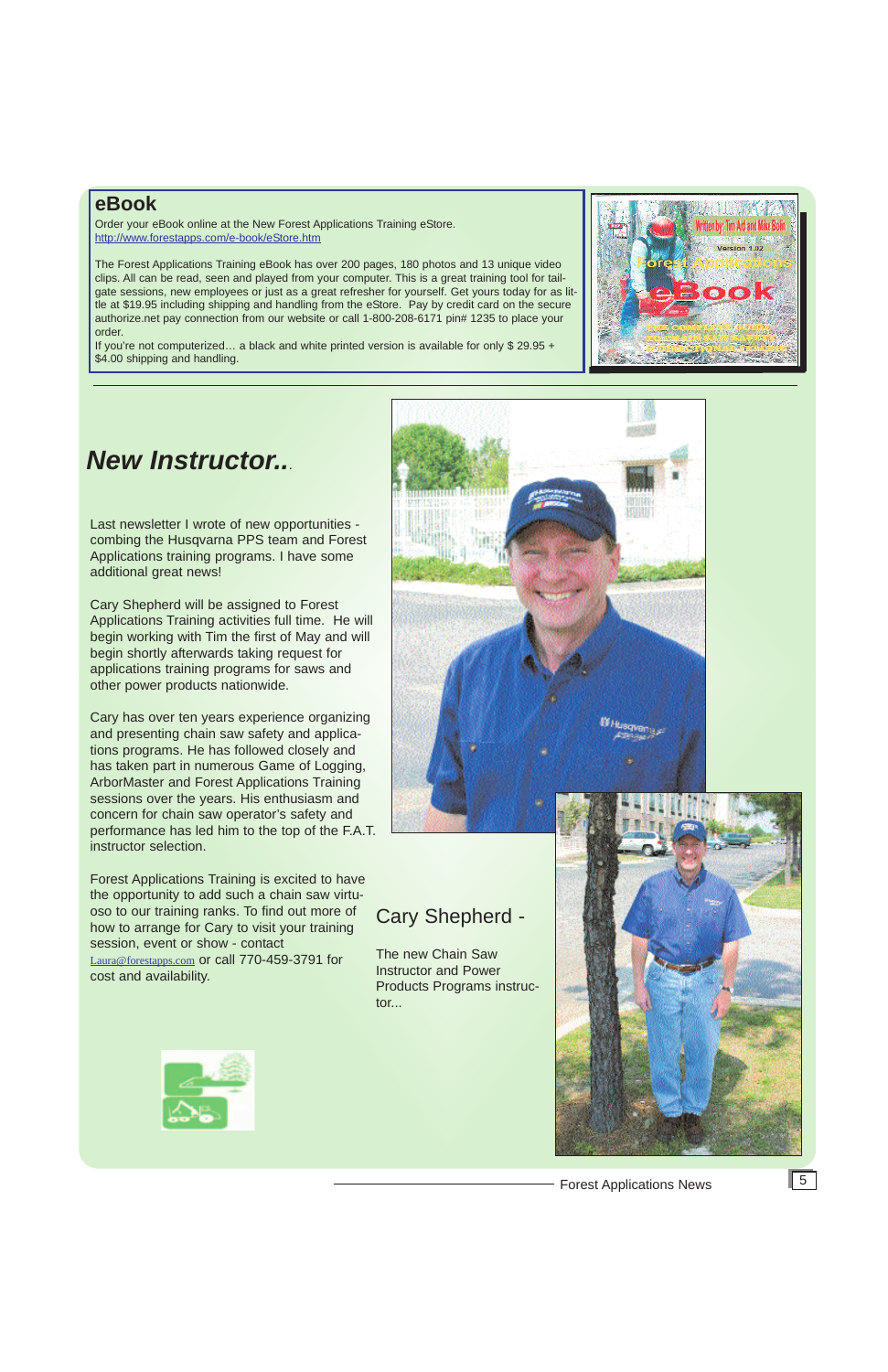## eBook

Order your eBook online at the New Forest Applications Training eStore.
http://www.forestapps.com/e-book/eStore.htm

The Forest Applications Training eBook has over 200 pages, 180 photos and 13 unique video clips. All can be read, seen and played from your computer. This is a great training tool for tailgate sessions, new employees or just as a great refresher for yourself. Get yours today for as little at $19.95 including shipping and handling from the eStore. Pay by credit card on the secure authorize.net pay connection from our website or call 1-800-208-6171 pin# 1235 to place your order.
If you're not computerized… a black and white printed version is available for only $ 29.95 + $4.00 shipping and handling.

## *New Instructor..*

Last newsletter I wrote of new opportunities - combing the Husqvarna PPS team and Forest Applications training programs. I have some additional great news!

Cary Shepherd will be assigned to Forest Applications Training activities full time. He will begin working with Tim the first of May and will begin shortly afterwards taking request for applications training programs for saws and other power products nationwide.

Cary has over ten years experience organizing and presenting chain saw safety and applications programs. He has followed closely and has taken part in numerous Game of Logging, ArborMaster and Forest Applications Training sessions over the years. His enthusiasm and concern for chain saw operator's safety and performance has led him to the top of the F.A.T. instructor selection.

Forest Applications Training is excited to have the opportunity to add such a chain saw virtuoso to our training ranks. To find out more of how to arrange for Cary to visit your training session, event or show - contact Laura@forestapps.com or call 770-459-3791 for cost and availability.

### Cary Shepherd -

The new Chain Saw Instructor and Power Products Programs instructor...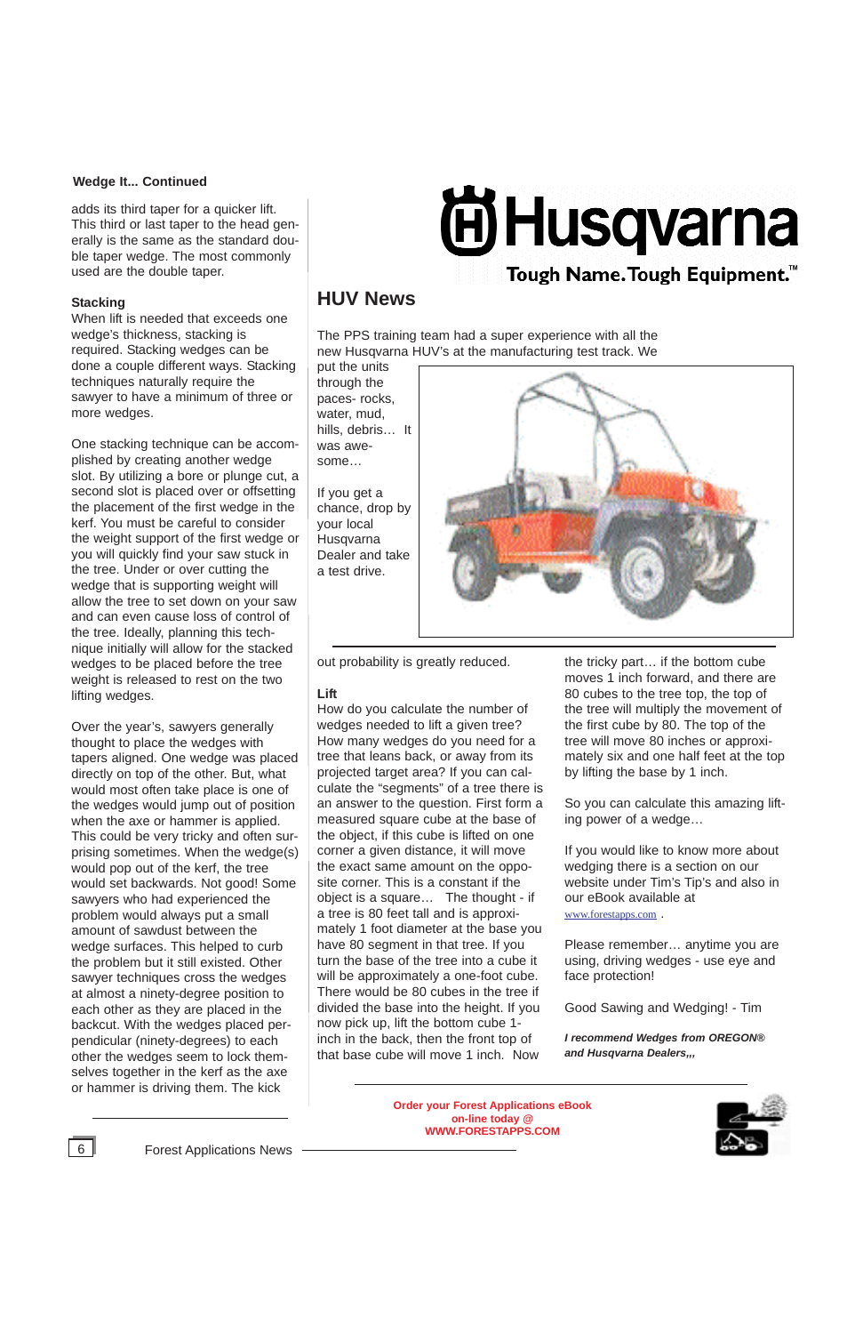## Wedge It... Continued

adds its third taper for a quicker lift. This third or last taper to the head generally is the same as the standard double taper wedge. The most commonly used are the double taper.

**Stacking**

When lift is needed that exceeds one wedge's thickness, stacking is required. Stacking wedges can be done a couple different ways. Stacking techniques naturally require the sawyer to have a minimum of three or more wedges.

One stacking technique can be accomplished by creating another wedge slot. By utilizing a bore or plunge cut, a second slot is placed over or offsetting the placement of the first wedge in the kerf. You must be careful to consider the weight support of the first wedge or you will quickly find your saw stuck in the tree. Under or over cutting the wedge that is supporting weight will allow the tree to set down on your saw and can even cause loss of control of the tree. Ideally, planning this technique initially will allow for the stacked wedges to be placed before the tree weight is released to rest on the two lifting wedges.

Over the year's, sawyers generally thought to place the wedges with tapers aligned. One wedge was placed directly on top of the other. But, what would most often take place is one of the wedges would jump out of position when the axe or hammer is applied. This could be very tricky and often surprising sometimes. When the wedge(s) would pop out of the kerf, the tree would set backwards. Not good! Some sawyers who had experienced the problem would always put a small amount of sawdust between the wedge surfaces. This helped to curb the problem but it still existed. Other sawyer techniques cross the wedges at almost a ninety-degree position to each other as they are placed in the backcut. With the wedges placed perpendicular (ninety-degrees) to each other the wedges seem to lock themselves together in the kerf as the axe or hammer is driving them. The kick out probability is greatly reduced.

**Lift**

How do you calculate the number of wedges needed to lift a given tree? How many wedges do you need for a tree that leans back, or away from its projected target area? If you can calculate the "segments" of a tree there is an answer to the question. First form a measured square cube at the base of the object, if this cube is lifted on one corner a given distance, it will move the exact same amount on the opposite corner. This is a constant if the object is a square… The thought - if a tree is 80 feet tall and is approximately 1 foot diameter at the base you have 80 segment in that tree. If you turn the base of the tree into a cube it will be approximately a one-foot cube. There would be 80 cubes in the tree if divided the base into the height. If you now pick up, lift the bottom cube 1-inch in the back, then the front top of that base cube will move 1 inch. Now the tricky part… if the bottom cube moves 1 inch forward, and there are 80 cubes to the tree top, the top of the tree will multiply the movement of the first cube by 80. The top of the tree will move 80 inches or approximately six and one half feet at the top by lifting the base by 1 inch.

So you can calculate this amazing lifting power of a wedge…

If you would like to know more about wedging there is a section on our website under Tim's Tip's and also in our eBook available at www.forestapps.com .

Please remember… anytime you are using, driving wedges - use eye and face protection!

Good Sawing and Wedging! - Tim

***I recommend Wedges from OREGON® and Husqvarna Dealers,,,***

Husqvarna
Tough Name. Tough Equipment.™

## HUV News

The PPS training team had a super experience with all the new Husqvarna HUV's at the manufacturing test track. We put the units through the paces- rocks, water, mud, hills, debris… It was awesome…

If you get a chance, drop by your local Husqvarna Dealer and take a test drive.

**Order your Forest Applications eBook on-line today @ WWW.FORESTAPPS.COM**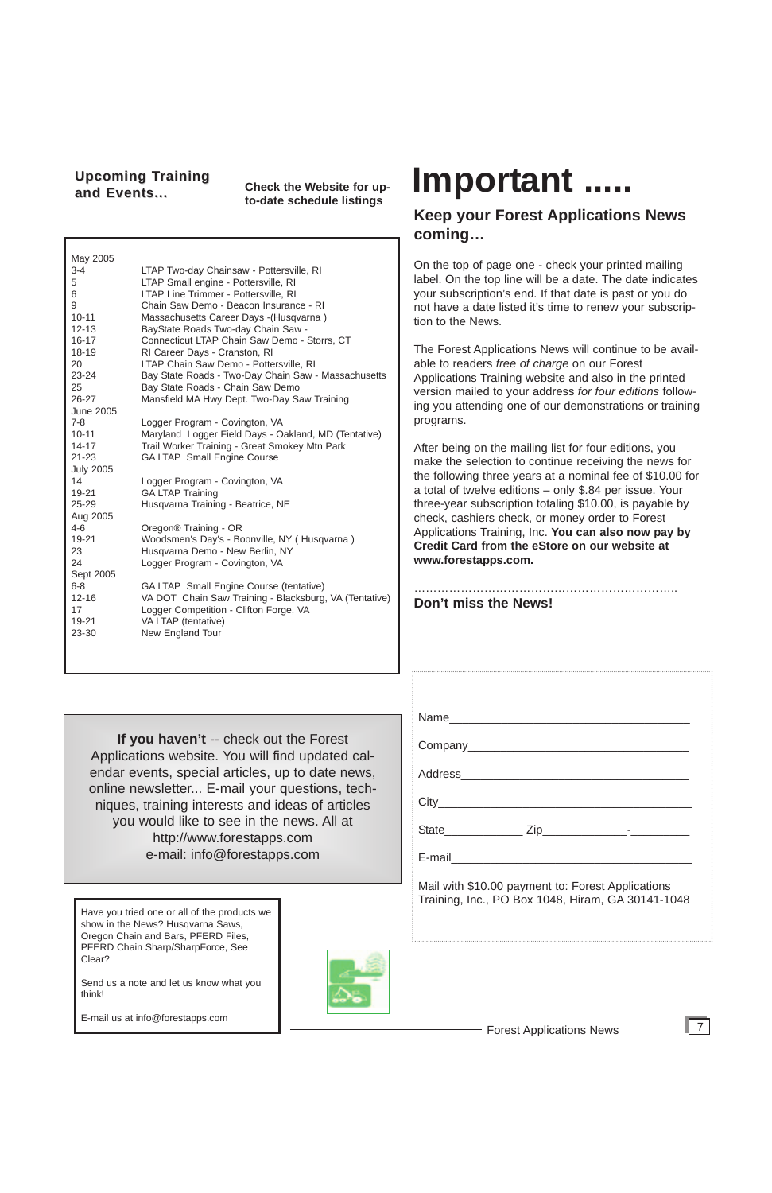## Upcoming Training and Events...

**Check the Website for up-to-date schedule listings**

| Date | Event |
|---|---|
| **May 2005** | |
| 3-4 | LTAP Two-day Chainsaw - Pottersville, RI |
| 5 | LTAP Small engine - Pottersville, RI |
| 6 | LTAP Line Trimmer - Pottersville, RI |
| 9 | Chain Saw Demo - Beacon Insurance - RI |
| 10-11 | Massachusetts Career Days -(Husqvarna ) |
| 12-13 | BayState Roads Two-day Chain Saw - |
| 16-17 | Connecticut LTAP Chain Saw Demo - Storrs, CT |
| 18-19 | RI Career Days - Cranston, RI |
| 20 | LTAP Chain Saw Demo - Pottersville, RI |
| 23-24 | Bay State Roads - Two-Day Chain Saw - Massachusetts |
| 25 | Bay State Roads - Chain Saw Demo |
| 26-27 | Mansfield MA Hwy Dept. Two-Day Saw Training |
| **June 2005** | |
| 7-8 | Logger Program - Covington, VA |
| 10-11 | Maryland Logger Field Days - Oakland, MD (Tentative) |
| 14-17 | Trail Worker Training - Great Smokey Mtn Park |
| 21-23 | GA LTAP Small Engine Course |
| **July 2005** | |
| 14 | Logger Program - Covington, VA |
| 19-21 | GA LTAP Training |
| 25-29 | Husqvarna Training - Beatrice, NE |
| **Aug 2005** | |
| 4-6 | Oregon® Training - OR |
| 19-21 | Woodsmen's Day's - Boonville, NY ( Husqvarna ) |
| 23 | Husqvarna Demo - New Berlin, NY |
| 24 | Logger Program - Covington, VA |
| **Sept 2005** | |
| 6-8 | GA LTAP Small Engine Course (tentative) |
| 12-16 | VA DOT Chain Saw Training - Blacksburg, VA (Tentative) |
| 17 | Logger Competition - Clifton Forge, VA |
| 19-21 | VA LTAP (tentative) |
| 23-30 | New England Tour |

**If you haven't** -- check out the Forest Applications website. You will find updated calendar events, special articles, up to date news, online newsletter... E-mail your questions, techniques, training interests and ideas of articles you would like to see in the news. All at http://www.forestapps.com
e-mail: info@forestapps.com

Have you tried one or all of the products we show in the News? Husqvarna Saws, Oregon Chain and Bars, PFERD Chain Sharp/SharpForce, See Clear?

Send us a note and let us know what you think!

E-mail us at info@forestapps.com

# Important .....

## Keep your Forest Applications News coming…

On the top of page one - check your printed mailing label. On the top line will be a date. The date indicates your subscription's end. If that date is past or you do not have a date listed it's time to renew your subscription to the News.

The Forest Applications News will continue to be available to readers *free of charge* on our Forest Applications Training website and also in the printed version mailed to your address *for four editions* following you attending one of our demonstrations or training programs.

After being on the mailing list for four editions, you make the selection to continue receiving the news for the following three years at a nominal fee of $10.00 for a total of twelve editions – only $.84 per issue. Your three-year subscription totaling $10.00, is payable by check, cashiers check, or money order to Forest Applications Training, Inc. **You can also now pay by Credit Card from the eStore on our website at www.forestapps.com.**

……………………………………………………………..

**Don't miss the News!**

Name_______________________________________

Company____________________________________

Address_____________________________________

City________________________________________

State____________ Zip_____________-_________

E-mail______________________________________

Mail with $10.00 payment to: Forest Applications Training, Inc., PO Box 1048, Hiram, GA 30141-1048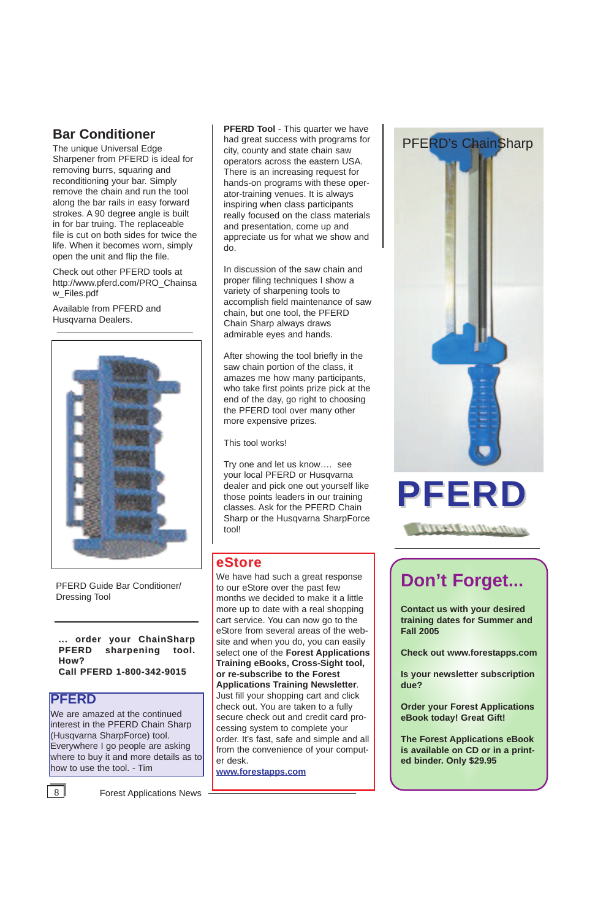## Bar Conditioner

The unique Universal Edge Sharpener from PFERD is ideal for removing burrs, squaring and reconditioning your bar. Simply remove the chain and run the tool along the bar rails in easy forward strokes. A 90 degree angle is built in for bar truing. The replaceable file is cut on both sides for twice the life. When it becomes worn, simply open the unit and flip the file.

Check out other PFERD tools at http://www.pferd.com/PRO_Chainsaw_Files.pdf

Available from PFERD and Husqvarna Dealers.

PFERD Guide Bar Conditioner/ Dressing Tool

**... order your ChainSharp PFERD sharpening tool. How?**
**Call PFERD 1-800-342-9015**

## PFERD

We are amazed at the continued interest in the PFERD Chain Sharp (Husqvarna SharpForce) tool. Everywhere I go people are asking where to buy it and more details as to how to use the tool. - Tim

**PFERD Tool** - This quarter we have had great success with programs for city, county and state chain saw operators across the eastern USA. There is an increasing request for hands-on programs with these operator-training venues. It is always inspiring when class participants really focused on the class materials and presentation, come up and appreciate us for what we show and do.

In discussion of the saw chain and proper filing techniques I show a variety of sharpening tools to accomplish field maintenance of saw chain, but one tool, the PFERD Chain Sharp always draws admirable eyes and hands.

After showing the tool briefly in the saw chain portion of the class, it amazes me how many participants, who take first points prize pick at the end of the day, go right to choosing the PFERD tool over many other more expensive prizes.

This tool works!

Try one and let us know…. see your local PFERD or Husqvarna dealer and pick one out yourself like those points leaders in our training classes. Ask for the PFERD Chain Sharp or the Husqvarna SharpForce tool!

PFERD's ChainSharp

PFERD

Forest Applications

## eStore

We have had such a great response to our eStore over the past few months we decided to make it a little more up to date with a real shopping cart service. You can now go to the eStore from several areas of the website and when you do, you can easily select one of the **Forest Applications Training eBooks, Cross-Sight tool, or re-subscribe to the Forest Applications Training Newsletter**. Just fill your shopping cart and click check out. You are taken to a fully secure check out and credit card processing system to complete your order. It's fast, safe and simple and all from the convenience of your computer desk.

**www.forestapps.com**

## Don't Forget...

**Contact us with your desired training dates for Summer and Fall 2005**

**Check out www.forestapps.com**

**Is your newsletter subscription due?**

**Order your Forest Applications eBook today! Great Gift!**

**The Forest Applications eBook is available on CD or in a printed binder. Only $29.95**